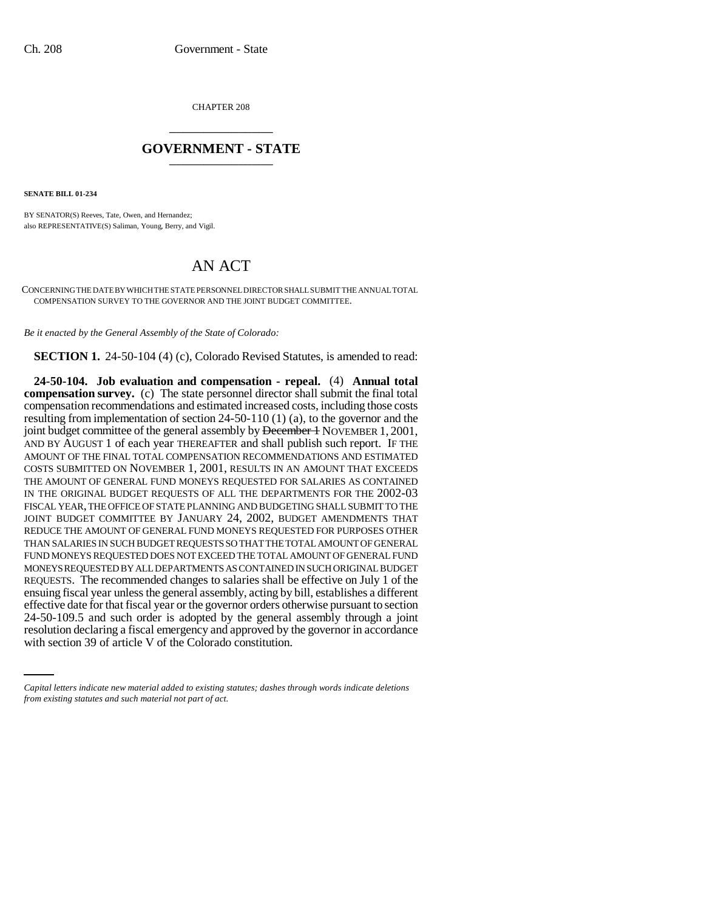CHAPTER 208

# GOVERNMENT - STATE

**SENATE BILL 01-234**

BY SENATOR(S) Reeves, Tate, Owen, and Hernandez;
also REPRESENTATIVE(S) Saliman, Young, Berry, and Vigil.

# AN ACT

CONCERNING THE DATE BY WHICH THE STATE PERSONNEL DIRECTOR SHALL SUBMIT THE ANNUAL TOTAL COMPENSATION SURVEY TO THE GOVERNOR AND THE JOINT BUDGET COMMITTEE.

*Be it enacted by the General Assembly of the State of Colorado:*

**SECTION 1.** 24-50-104 (4) (c), Colorado Revised Statutes, is amended to read:

**24-50-104. Job evaluation and compensation - repeal.** (4) **Annual total compensation survey.** (c) The state personnel director shall submit the final total compensation recommendations and estimated increased costs, including those costs resulting from implementation of section 24-50-110 (1) (a), to the governor and the joint budget committee of the general assembly by ~~December 1~~ NOVEMBER 1, 2001, AND BY AUGUST 1 of each year THEREAFTER and shall publish such report. IF THE AMOUNT OF THE FINAL TOTAL COMPENSATION RECOMMENDATIONS AND ESTIMATED COSTS SUBMITTED ON NOVEMBER 1, 2001, RESULTS IN AN AMOUNT THAT EXCEEDS THE AMOUNT OF GENERAL FUND MONEYS REQUESTED FOR SALARIES AS CONTAINED IN THE ORIGINAL BUDGET REQUESTS OF ALL THE DEPARTMENTS FOR THE 2002-03 FISCAL YEAR, THE OFFICE OF STATE PLANNING AND BUDGETING SHALL SUBMIT TO THE JOINT BUDGET COMMITTEE BY JANUARY 24, 2002, BUDGET AMENDMENTS THAT REDUCE THE AMOUNT OF GENERAL FUND MONEYS REQUESTED FOR PURPOSES OTHER THAN SALARIES IN SUCH BUDGET REQUESTS SO THAT THE TOTAL AMOUNT OF GENERAL FUND MONEYS REQUESTED DOES NOT EXCEED THE TOTAL AMOUNT OF GENERAL FUND MONEYS REQUESTED BY ALL DEPARTMENTS AS CONTAINED IN SUCH ORIGINAL BUDGET REQUESTS. The recommended changes to salaries shall be effective on July 1 of the ensuing fiscal year unless the general assembly, acting by bill, establishes a different effective date for that fiscal year or the governor orders otherwise pursuant to section 24-50-109.5 and such order is adopted by the general assembly through a joint resolution declaring a fiscal emergency and approved by the governor in accordance with section 39 of article V of the Colorado constitution.

*Capital letters indicate new material added to existing statutes; dashes through words indicate deletions from existing statutes and such material not part of act.*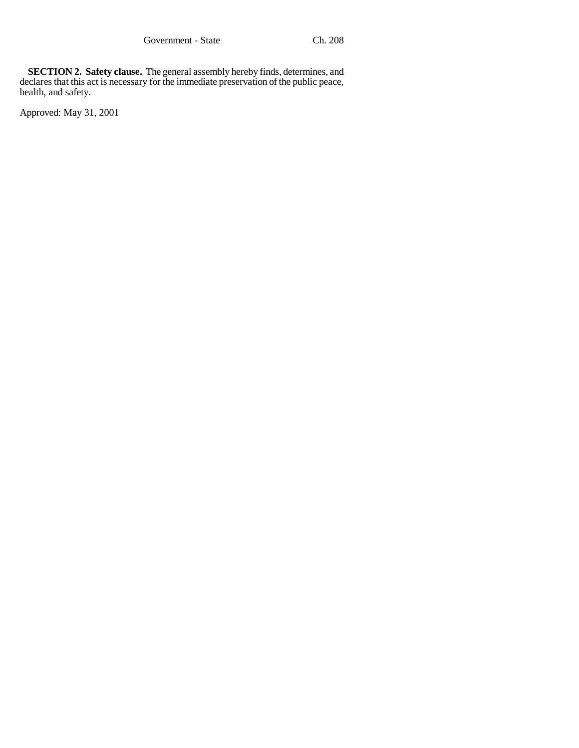**SECTION 2. Safety clause.** The general assembly hereby finds, determines, and declares that this act is necessary for the immediate preservation of the public peace, health, and safety.

Approved: May 31, 2001